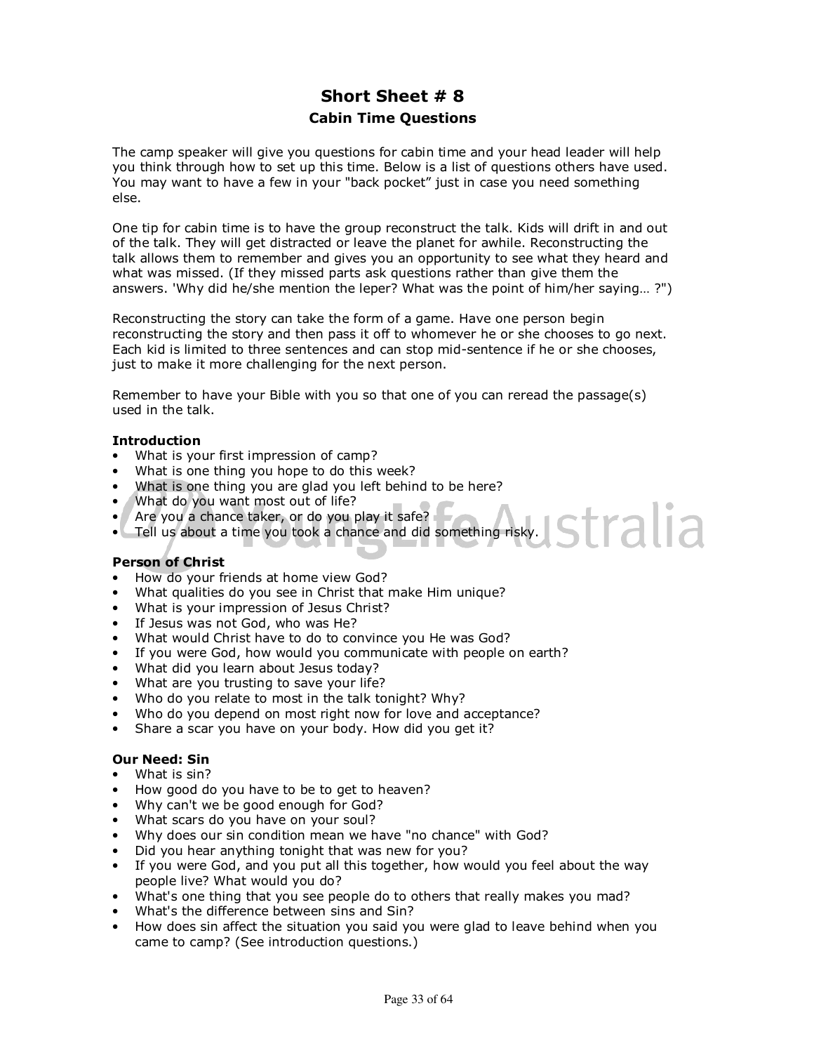# Short Sheet # 8

## Cabin Time Questions

The camp speaker will give you questions for cabin time and your head leader will help you think through how to set up this time. Below is a list of questions others have used. You may want to have a few in your "back pocket" just in case you need something else.

One tip for cabin time is to have the group reconstruct the talk. Kids will drift in and out of the talk. They will get distracted or leave the planet for awhile. Reconstructing the talk allows them to remember and gives you an opportunity to see what they heard and what was missed. (If they missed parts ask questions rather than give them the answers. 'Why did he/she mention the leper? What was the point of him/her saying… ?")

Reconstructing the story can take the form of a game. Have one person begin reconstructing the story and then pass it off to whomever he or she chooses to go next. Each kid is limited to three sentences and can stop mid-sentence if he or she chooses, just to make it more challenging for the next person.

Remember to have your Bible with you so that one of you can reread the passage(s) used in the talk.

**Introduction**

- What is your first impression of camp?
- What is one thing you hope to do this week?
- What is one thing you are glad you left behind to be here?
- What do you want most out of life?
- Are you a chance taker, or do you play it safe?
- Tell us about a time you took a chance and did something risky.

**Person of Christ**

- How do your friends at home view God?
- What qualities do you see in Christ that make Him unique?
- What is your impression of Jesus Christ?
- If Jesus was not God, who was He?
- What would Christ have to do to convince you He was God?
- If you were God, how would you communicate with people on earth?
- What did you learn about Jesus today?
- What are you trusting to save your life?
- Who do you relate to most in the talk tonight? Why?
- Who do you depend on most right now for love and acceptance?
- Share a scar you have on your body. How did you get it?

**Our Need: Sin**

- What is sin?
- How good do you have to be to get to heaven?
- Why can't we be good enough for God?
- What scars do you have on your soul?
- Why does our sin condition mean we have "no chance" with God?
- Did you hear anything tonight that was new for you?
- If you were God, and you put all this together, how would you feel about the way people live? What would you do?
- What's one thing that you see people do to others that really makes you mad?
- What's the difference between sins and Sin?
- How does sin affect the situation you said you were glad to leave behind when you came to camp? (See introduction questions.)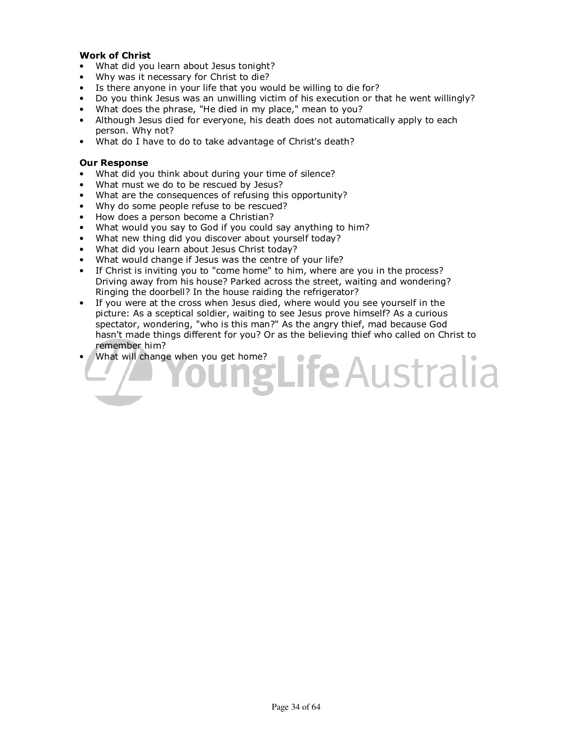**Work of Christ**

- What did you learn about Jesus tonight?
- Why was it necessary for Christ to die?
- Is there anyone in your life that you would be willing to die for?
- Do you think Jesus was an unwilling victim of his execution or that he went willingly?
- What does the phrase, "He died in my place," mean to you?
- Although Jesus died for everyone, his death does not automatically apply to each person. Why not?
- What do I have to do to take advantage of Christ's death?

**Our Response**

- What did you think about during your time of silence?
- What must we do to be rescued by Jesus?
- What are the consequences of refusing this opportunity?
- Why do some people refuse to be rescued?
- How does a person become a Christian?
- What would you say to God if you could say anything to him?
- What new thing did you discover about yourself today?
- What did you learn about Jesus Christ today?
- What would change if Jesus was the centre of your life?
- If Christ is inviting you to "come home" to him, where are you in the process? Driving away from his house? Parked across the street, waiting and wondering? Ringing the doorbell? In the house raiding the refrigerator?
- If you were at the cross when Jesus died, where would you see yourself in the picture: As a sceptical soldier, waiting to see Jesus prove himself? As a curious spectator, wondering, "who is this man?" As the angry thief, mad because God hasn't made things different for you? Or as the believing thief who called on Christ to remember him?
- What will change when you get home?